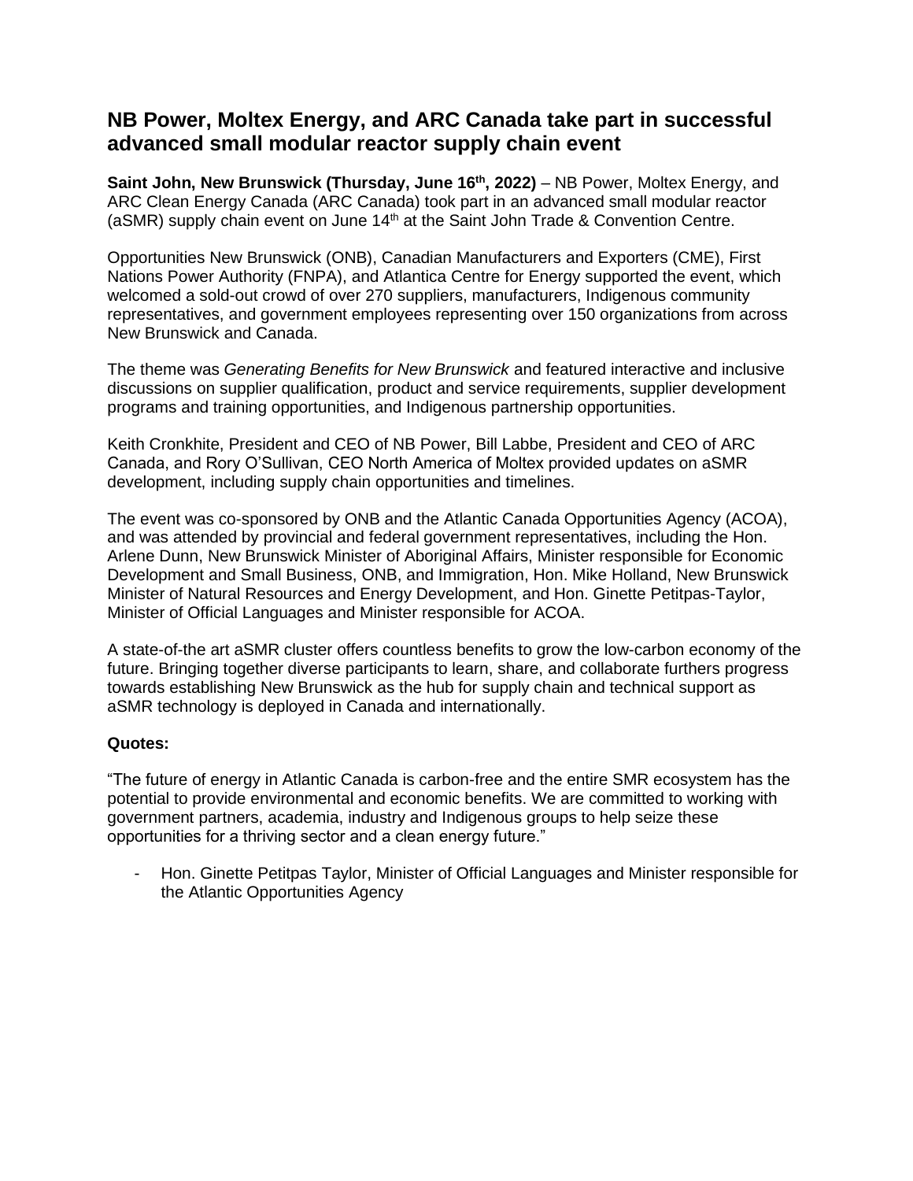# NB Power, Moltex Energy, and ARC Canada take part in successful advanced small modular reactor supply chain event

**Saint John, New Brunswick (Thursday, June 16th, 2022)** – NB Power, Moltex Energy, and ARC Clean Energy Canada (ARC Canada) took part in an advanced small modular reactor (aSMR) supply chain event on June 14th at the Saint John Trade & Convention Centre.

Opportunities New Brunswick (ONB), Canadian Manufacturers and Exporters (CME), First Nations Power Authority (FNPA), and Atlantica Centre for Energy supported the event, which welcomed a sold-out crowd of over 270 suppliers, manufacturers, Indigenous community representatives, and government employees representing over 150 organizations from across New Brunswick and Canada.

The theme was *Generating Benefits for New Brunswick* and featured interactive and inclusive discussions on supplier qualification, product and service requirements, supplier development programs and training opportunities, and Indigenous partnership opportunities.

Keith Cronkhite, President and CEO of NB Power, Bill Labbe, President and CEO of ARC Canada, and Rory O'Sullivan, CEO North America of Moltex provided updates on aSMR development, including supply chain opportunities and timelines.

The event was co-sponsored by ONB and the Atlantic Canada Opportunities Agency (ACOA), and was attended by provincial and federal government representatives, including the Hon. Arlene Dunn, New Brunswick Minister of Aboriginal Affairs, Minister responsible for Economic Development and Small Business, ONB, and Immigration, Hon. Mike Holland, New Brunswick Minister of Natural Resources and Energy Development, and Hon. Ginette Petitpas-Taylor, Minister of Official Languages and Minister responsible for ACOA.

A state-of-the art aSMR cluster offers countless benefits to grow the low-carbon economy of the future. Bringing together diverse participants to learn, share, and collaborate furthers progress towards establishing New Brunswick as the hub for supply chain and technical support as aSMR technology is deployed in Canada and internationally.

**Quotes:**

"The future of energy in Atlantic Canada is carbon-free and the entire SMR ecosystem has the potential to provide environmental and economic benefits. We are committed to working with government partners, academia, industry and Indigenous groups to help seize these opportunities for a thriving sector and a clean energy future."

- Hon. Ginette Petitpas Taylor, Minister of Official Languages and Minister responsible for the Atlantic Opportunities Agency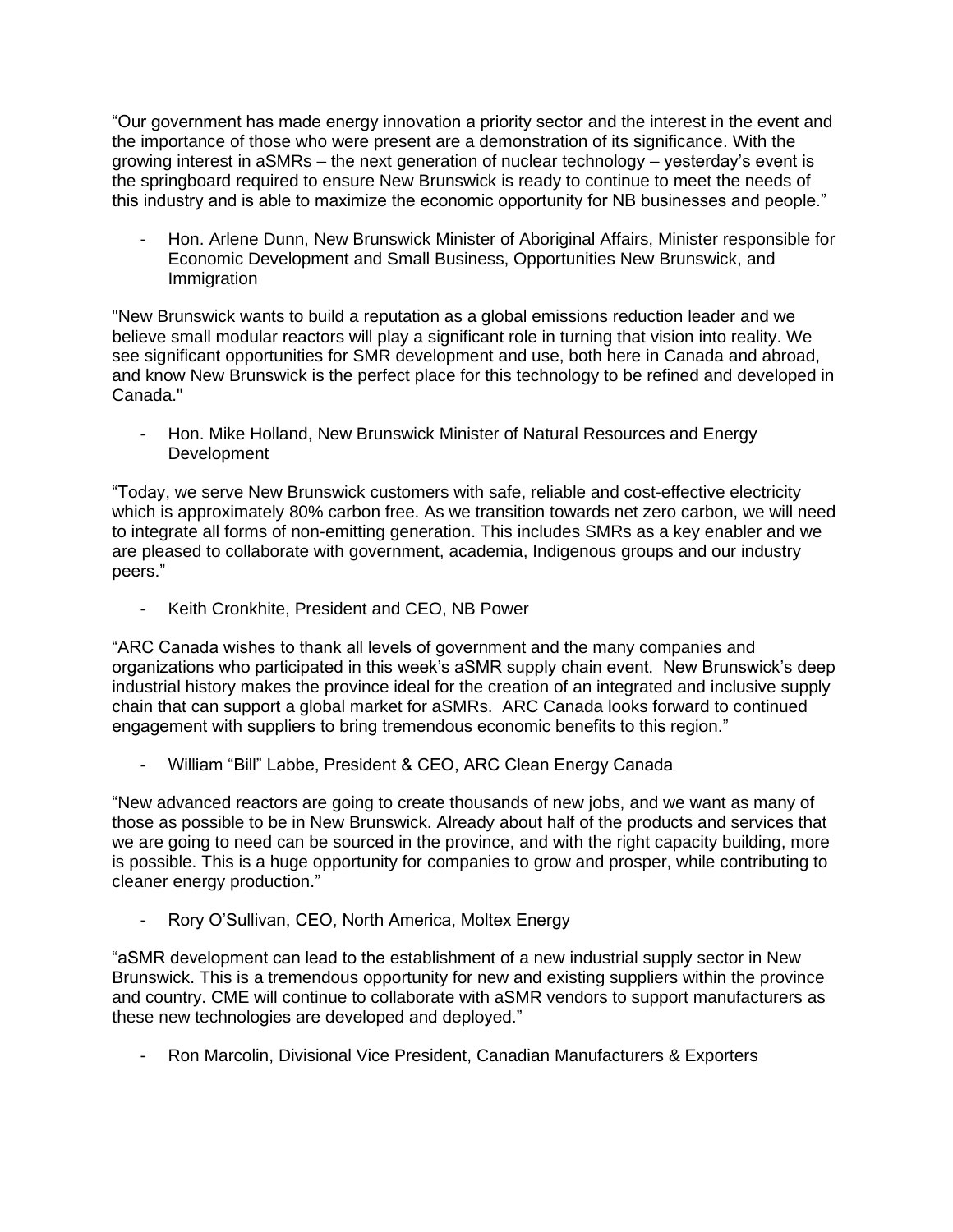"Our government has made energy innovation a priority sector and the interest in the event and the importance of those who were present are a demonstration of its significance. With the growing interest in aSMRs – the next generation of nuclear technology – yesterday's event is the springboard required to ensure New Brunswick is ready to continue to meet the needs of this industry and is able to maximize the economic opportunity for NB businesses and people."

- Hon. Arlene Dunn, New Brunswick Minister of Aboriginal Affairs, Minister responsible for Economic Development and Small Business, Opportunities New Brunswick, and Immigration

"New Brunswick wants to build a reputation as a global emissions reduction leader and we believe small modular reactors will play a significant role in turning that vision into reality. We see significant opportunities for SMR development and use, both here in Canada and abroad, and know New Brunswick is the perfect place for this technology to be refined and developed in Canada."

- Hon. Mike Holland, New Brunswick Minister of Natural Resources and Energy Development

"Today, we serve New Brunswick customers with safe, reliable and cost-effective electricity which is approximately 80% carbon free. As we transition towards net zero carbon, we will need to integrate all forms of non-emitting generation. This includes SMRs as a key enabler and we are pleased to collaborate with government, academia, Indigenous groups and our industry peers."

- Keith Cronkhite, President and CEO, NB Power

"ARC Canada wishes to thank all levels of government and the many companies and organizations who participated in this week's aSMR supply chain event. New Brunswick's deep industrial history makes the province ideal for the creation of an integrated and inclusive supply chain that can support a global market for aSMRs. ARC Canada looks forward to continued engagement with suppliers to bring tremendous economic benefits to this region."

- William "Bill" Labbe, President & CEO, ARC Clean Energy Canada

"New advanced reactors are going to create thousands of new jobs, and we want as many of those as possible to be in New Brunswick. Already about half of the products and services that we are going to need can be sourced in the province, and with the right capacity building, more is possible. This is a huge opportunity for companies to grow and prosper, while contributing to cleaner energy production."

- Rory O'Sullivan, CEO, North America, Moltex Energy

"aSMR development can lead to the establishment of a new industrial supply sector in New Brunswick. This is a tremendous opportunity for new and existing suppliers within the province and country. CME will continue to collaborate with aSMR vendors to support manufacturers as these new technologies are developed and deployed."

- Ron Marcolin, Divisional Vice President, Canadian Manufacturers & Exporters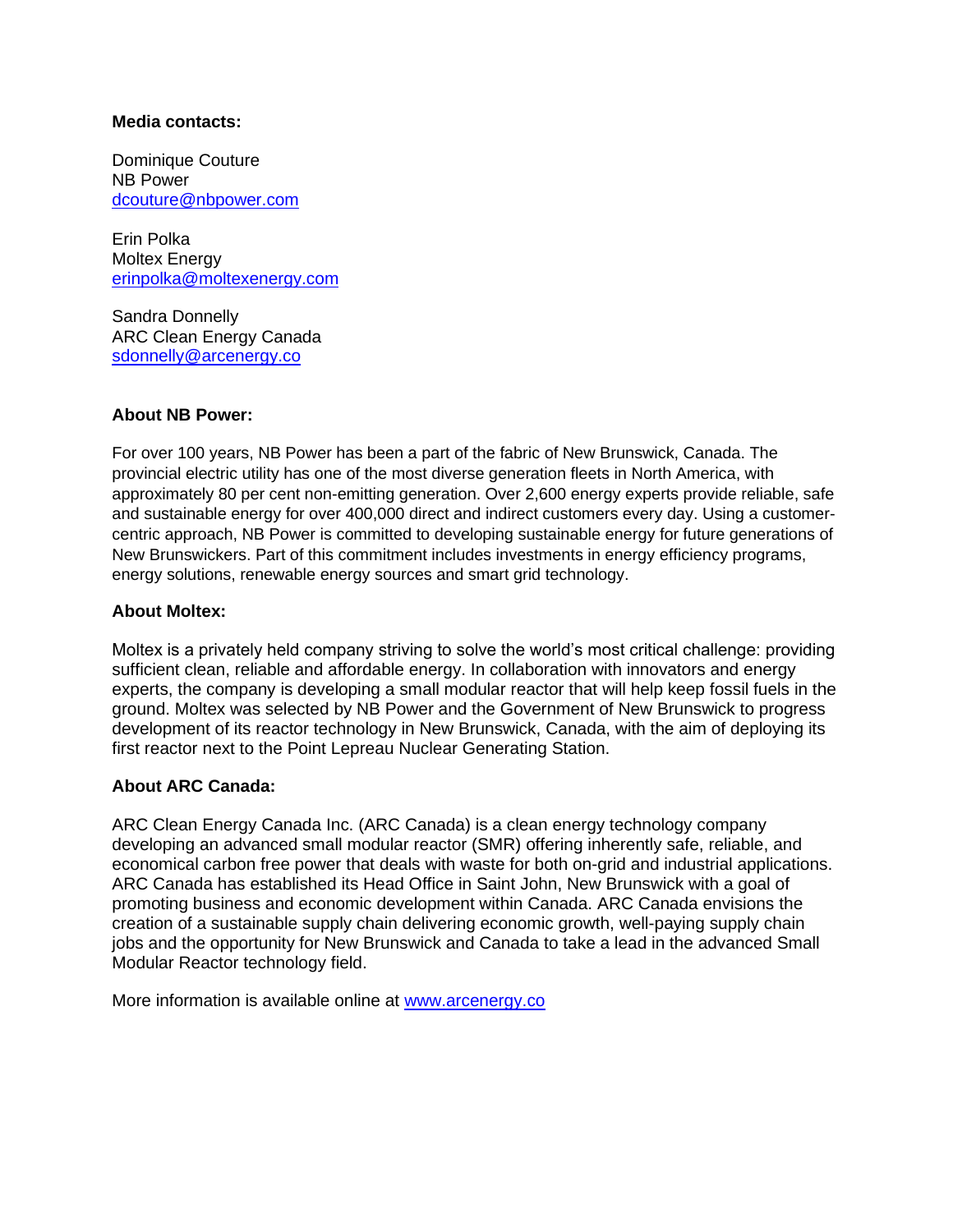**Media contacts:**

Dominique Couture
NB Power
dcouture@nbpower.com

Erin Polka
Moltex Energy
erinpolka@moltexenergy.com

Sandra Donnelly
ARC Clean Energy Canada
sdonnelly@arcenergy.co

**About NB Power:**

For over 100 years, NB Power has been a part of the fabric of New Brunswick, Canada. The provincial electric utility has one of the most diverse generation fleets in North America, with approximately 80 per cent non-emitting generation. Over 2,600 energy experts provide reliable, safe and sustainable energy for over 400,000 direct and indirect customers every day. Using a customer-centric approach, NB Power is committed to developing sustainable energy for future generations of New Brunswickers. Part of this commitment includes investments in energy efficiency programs, energy solutions, renewable energy sources and smart grid technology.

**About Moltex:**

Moltex is a privately held company striving to solve the world's most critical challenge: providing sufficient clean, reliable and affordable energy. In collaboration with innovators and energy experts, the company is developing a small modular reactor that will help keep fossil fuels in the ground. Moltex was selected by NB Power and the Government of New Brunswick to progress development of its reactor technology in New Brunswick, Canada, with the aim of deploying its first reactor next to the Point Lepreau Nuclear Generating Station.

**About ARC Canada:**

ARC Clean Energy Canada Inc. (ARC Canada) is a clean energy technology company developing an advanced small modular reactor (SMR) offering inherently safe, reliable, and economical carbon free power that deals with waste for both on-grid and industrial applications. ARC Canada has established its Head Office in Saint John, New Brunswick with a goal of promoting business and economic development within Canada. ARC Canada envisions the creation of a sustainable supply chain delivering economic growth, well-paying supply chain jobs and the opportunity for New Brunswick and Canada to take a lead in the advanced Small Modular Reactor technology field.

More information is available online at www.arcenergy.co